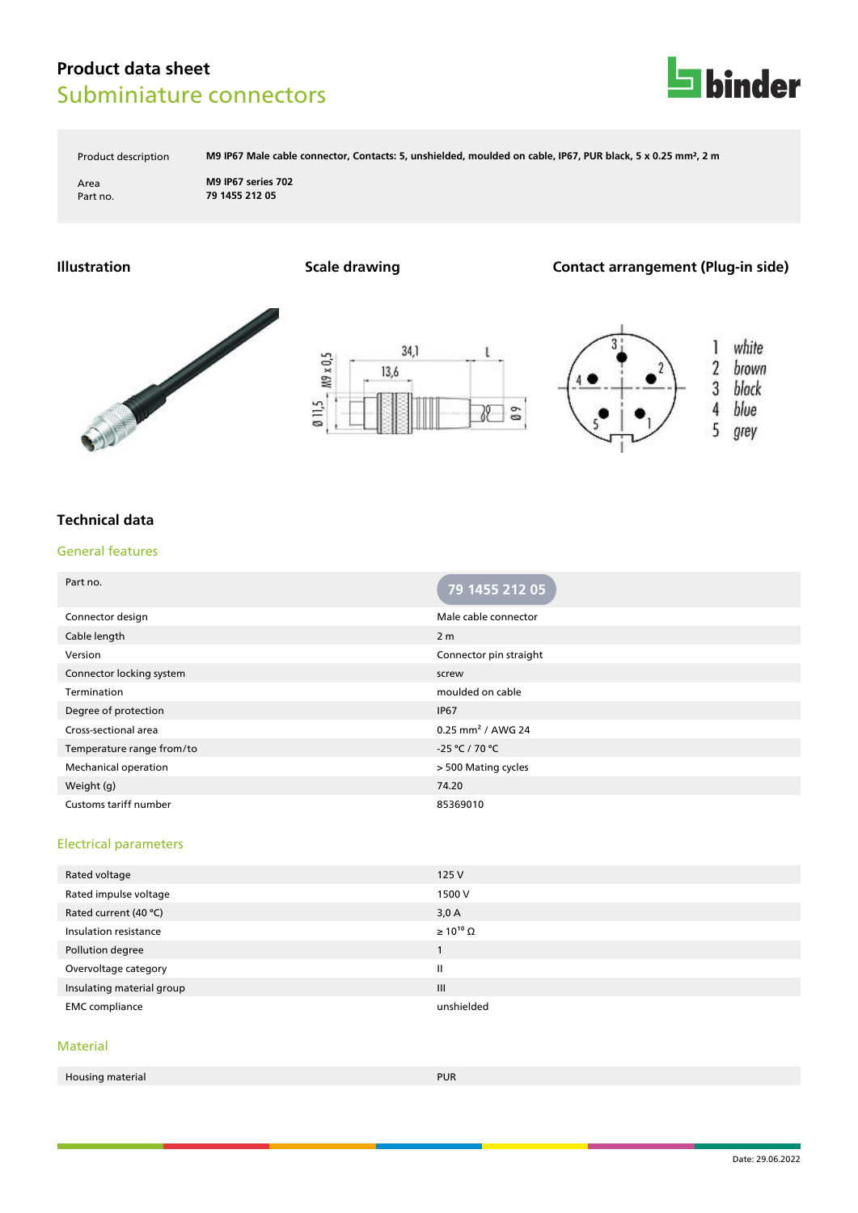# Product data sheet

## Subminiature connectors

| | |
|---|---|
| Product description | M9 IP67 Male cable connector, Contacts: 5, unshielded, moulded on cable, IP67, PUR black, 5 x 0.25 mm², 2 m |
| Area | M9 IP67 series 702 |
| Part no. | 79 1455 212 05 |

### Illustration

### Scale drawing

34,1

L

13,6

M9 x 0,5

Ø 11,5

Ø 9

### Contact arrangement (Plug-in side)

1 white
2 brown
3 black
4 blue
5 grey

## Technical data

### General features

| Part no. | 79 1455 212 05 |
|---|---|
| Connector design | Male cable connector |
| Cable length | 2 m |
| Version | Connector pin straight |
| Connector locking system | screw |
| Termination | moulded on cable |
| Degree of protection | IP67 |
| Cross-sectional area | 0.25 mm² / AWG 24 |
| Temperature range from/to | -25 °C / 70 °C |
| Mechanical operation | > 500 Mating cycles |
| Weight (g) | 74.20 |
| Customs tariff number | 85369010 |

### Electrical parameters

| | |
|---|---|
| Rated voltage | 125 V |
| Rated impulse voltage | 1500 V |
| Rated current (40 °C) | 3,0 A |
| Insulation resistance | ≥ $10^{10}$ Ω |
| Pollution degree | 1 |
| Overvoltage category | II |
| Insulating material group | III |
| EMC compliance | unshielded |

### Material

| | |
|---|---|
| Housing material | PUR |

Date: 29.06.2022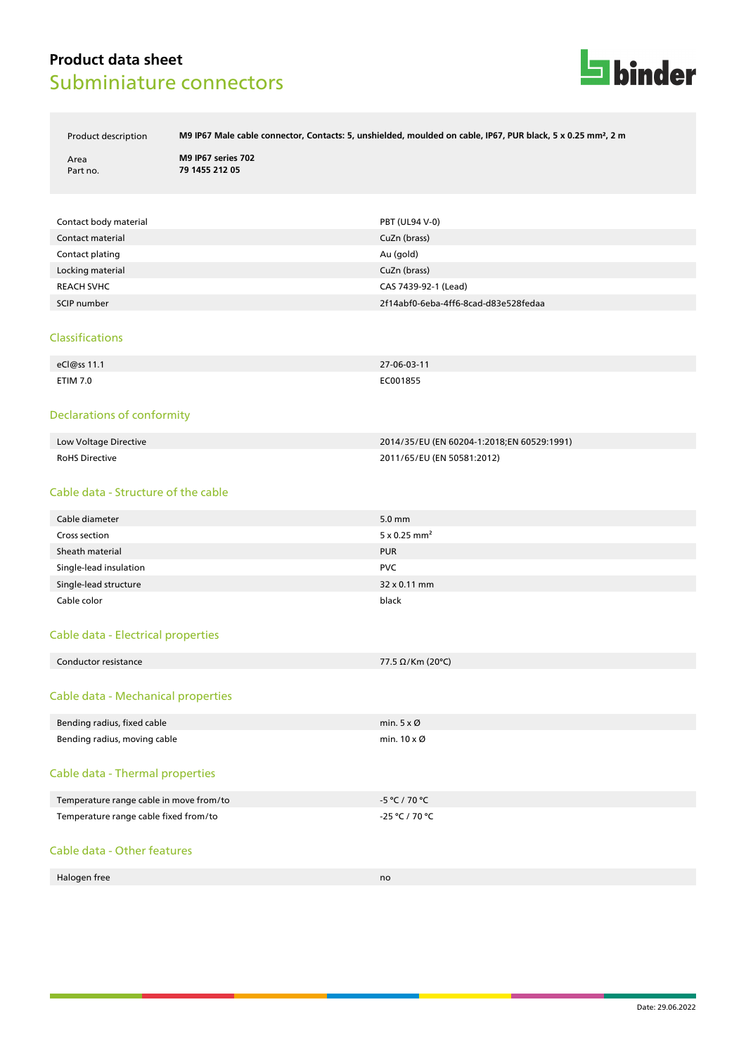# Product data sheet
## Subminiature connectors

| | |
|---|---|
| Product description | **M9 IP67 Male cable connector, Contacts: 5, unshielded, moulded on cable, IP67, PUR black, 5 x 0.25 mm², 2 m** |
| Area | **M9 IP67 series 702** |
| Part no. | **79 1455 212 05** |

| | |
|---|---|
| Contact body material | PBT (UL94 V-0) |
| Contact material | CuZn (brass) |
| Contact plating | Au (gold) |
| Locking material | CuZn (brass) |
| REACH SVHC | CAS 7439-92-1 (Lead) |
| SCIP number | 2f14abf0-6eba-4ff6-8cad-d83e528fedaa |

### Classifications

| | |
|---|---|
| eCl@ss 11.1 | 27-06-03-11 |
| ETIM 7.0 | EC001855 |

### Declarations of conformity

| | |
|---|---|
| Low Voltage Directive | 2014/35/EU (EN 60204-1:2018;EN 60529:1991) |
| RoHS Directive | 2011/65/EU (EN 50581:2012) |

### Cable data - Structure of the cable

| | |
|---|---|
| Cable diameter | 5.0 mm |
| Cross section | 5 x 0.25 mm² |
| Sheath material | PUR |
| Single-lead insulation | PVC |
| Single-lead structure | 32 x 0.11 mm |
| Cable color | black |

### Cable data - Electrical properties

| | |
|---|---|
| Conductor resistance | 77.5 Ω/Km (20°C) |

### Cable data - Mechanical properties

| | |
|---|---|
| Bending radius, fixed cable | min. 5 x Ø |
| Bending radius, moving cable | min. 10 x Ø |

### Cable data - Thermal properties

| | |
|---|---|
| Temperature range cable in move from/to | -5 °C / 70 °C |
| Temperature range cable fixed from/to | -25 °C / 70 °C |

### Cable data - Other features

| | |
|---|---|
| Halogen free | no |

Date: 29.06.2022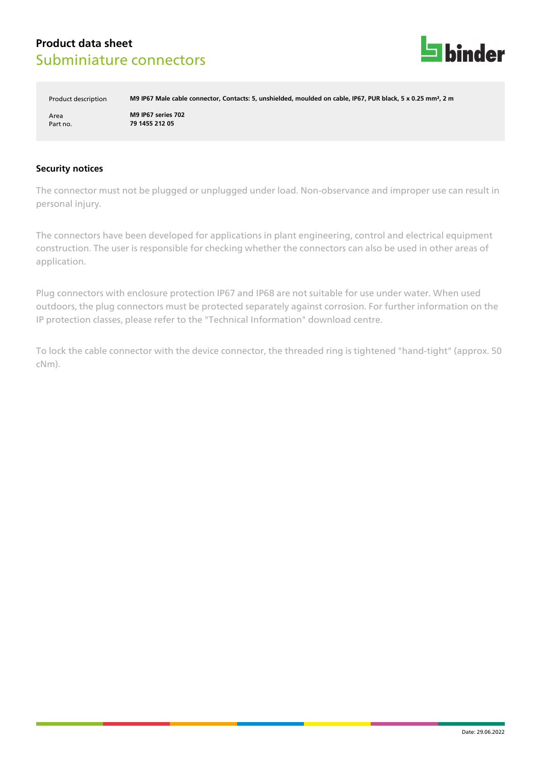## Product data sheet
# Subminiature connectors

| | |
|---|---|
| Product description | **M9 IP67 Male cable connector, Contacts: 5, unshielded, moulded on cable, IP67, PUR black, 5 x 0.25 mm², 2 m** |
| Area | **M9 IP67 series 702** |
| Part no. | **79 1455 212 05** |

### Security notices

The connector must not be plugged or unplugged under load. Non-observance and improper use can result in personal injury.

The connectors have been developed for applications in plant engineering, control and electrical equipment construction. The user is responsible for checking whether the connectors can also be used in other areas of application.

Plug connectors with enclosure protection IP67 and IP68 are not suitable for use under water. When used outdoors, the plug connectors must be protected separately against corrosion. For further information on the IP protection classes, please refer to the "Technical Information" download centre.

To lock the cable connector with the device connector, the threaded ring is tightened "hand-tight" (approx. 50 cNm).

Date: 29.06.2022